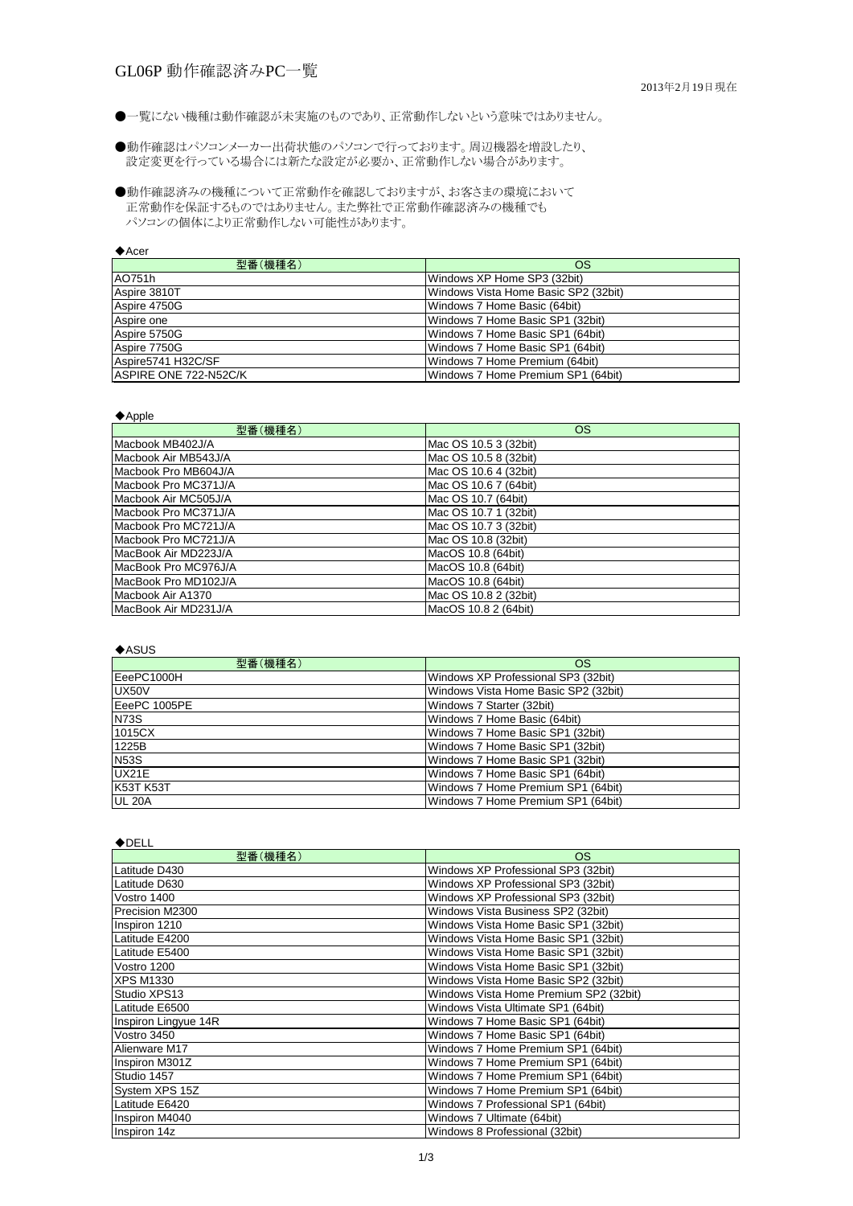# GL06P 動作確認済みPC一覧

2013年2月19日現在

●一覧にない機種は動作確認が未実施のものであり、正常動作しないという意味ではありません。

●動作確認はパソコンメーカー出荷状態のパソコンで行っております。周辺機器を増設したり、
設定変更を行っている場合には新たな設定が必要か、正常動作しない場合があります。

●動作確認済みの機種について正常動作を確認しておりますが、お客さまの環境において
正常動作を保証するものではありません。また弊社で正常動作確認済みの機種でも
パソコンの個体により正常動作しない可能性があります。

◆Acer

| 型番(機種名) | OS |
|---|---|
| AO751h | Windows XP Home SP3 (32bit) |
| Aspire 3810T | Windows Vista Home Basic SP2 (32bit) |
| Aspire 4750G | Windows 7 Home Basic (64bit) |
| Aspire one | Windows 7 Home Basic SP1 (32bit) |
| Aspire 5750G | Windows 7 Home Basic SP1 (64bit) |
| Aspire 7750G | Windows 7 Home Basic SP1 (64bit) |
| Aspire5741 H32C/SF | Windows 7 Home Premium (64bit) |
| ASPIRE ONE 722-N52C/K | Windows 7 Home Premium SP1 (64bit) |

◆Apple

| 型番(機種名) | OS |
|---|---|
| Macbook MB402J/A | Mac OS 10.5 3 (32bit) |
| Macbook Air MB543J/A | Mac OS 10.5 8 (32bit) |
| Macbook Pro MB604J/A | Mac OS 10.6 4 (32bit) |
| Macbook Pro MC371J/A | Mac OS 10.6 7 (64bit) |
| Macbook Air MC505J/A | Mac OS 10.7 (64bit) |
| Macbook Pro MC371J/A | Mac OS 10.7 1 (32bit) |
| Macbook Pro MC721J/A | Mac OS 10.7 3 (32bit) |
| Macbook Pro MC721J/A | Mac OS 10.8 (32bit) |
| MacBook Air MD223J/A | MacOS 10.8 (64bit) |
| MacBook Pro MC976J/A | MacOS 10.8 (64bit) |
| MacBook Pro MD102J/A | MacOS 10.8 (64bit) |
| Macbook Air A1370 | Mac OS 10.8 2 (32bit) |
| MacBook Air MD231J/A | MacOS 10.8 2 (64bit) |

◆ASUS

| 型番(機種名) | OS |
|---|---|
| EeePC1000H | Windows XP Professional SP3 (32bit) |
| UX50V | Windows Vista Home Basic SP2 (32bit) |
| EeePC 1005PE | Windows 7 Starter (32bit) |
| N73S | Windows 7 Home Basic (64bit) |
| 1015CX | Windows 7 Home Basic SP1 (32bit) |
| 1225B | Windows 7 Home Basic SP1 (32bit) |
| N53S | Windows 7 Home Basic SP1 (32bit) |
| UX21E | Windows 7 Home Basic SP1 (64bit) |
| K53T K53T | Windows 7 Home Premium SP1 (64bit) |
| UL 20A | Windows 7 Home Premium SP1 (64bit) |

◆DELL

| 型番(機種名) | OS |
|---|---|
| Latitude D430 | Windows XP Professional SP3 (32bit) |
| Latitude D630 | Windows XP Professional SP3 (32bit) |
| Vostro 1400 | Windows XP Professional SP3 (32bit) |
| Precision M2300 | Windows Vista Business SP2 (32bit) |
| Inspiron 1210 | Windows Vista Home Basic SP1 (32bit) |
| Latitude E4200 | Windows Vista Home Basic SP1 (32bit) |
| Latitude E5400 | Windows Vista Home Basic SP1 (32bit) |
| Vostro 1200 | Windows Vista Home Basic SP1 (32bit) |
| XPS M1330 | Windows Vista Home Basic SP2 (32bit) |
| Studio XPS13 | Windows Vista Home Premium SP2 (32bit) |
| Latitude E6500 | Windows Vista Ultimate SP1 (64bit) |
| Inspiron Lingyue 14R | Windows 7 Home Basic SP1 (64bit) |
| Vostro 3450 | Windows 7 Home Basic SP1 (64bit) |
| Alienware M17 | Windows 7 Home Premium SP1 (64bit) |
| Inspiron M301Z | Windows 7 Home Premium SP1 (64bit) |
| Studio 1457 | Windows 7 Home Premium SP1 (64bit) |
| System XPS 15Z | Windows 7 Home Premium SP1 (64bit) |
| Latitude E6420 | Windows 7 Professional SP1 (64bit) |
| Inspiron M4040 | Windows 7 Ultimate (64bit) |
| Inspiron 14z | Windows 8 Professional (32bit) |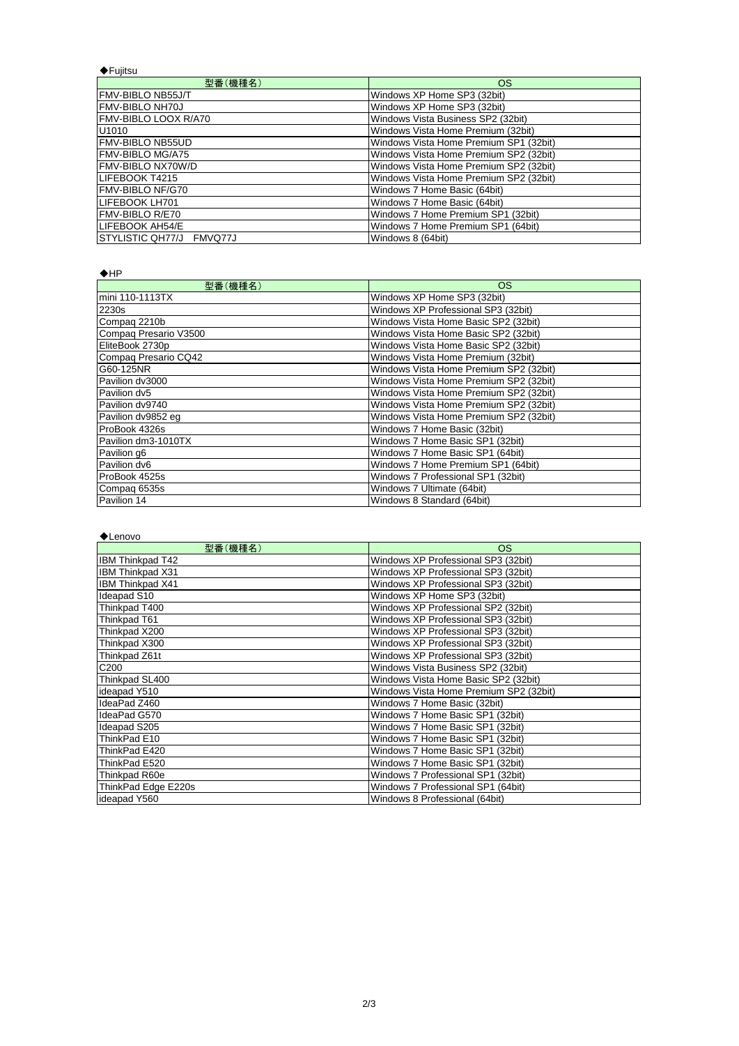◆Fujitsu

| 型番(機種名) | OS |
| --- | --- |
| FMV-BIBLO NB55J/T | Windows XP Home SP3 (32bit) |
| FMV-BIBLO NH70J | Windows XP Home SP3 (32bit) |
| FMV-BIBLO LOOX R/A70 | Windows Vista Business SP2 (32bit) |
| U1010 | Windows Vista Home Premium (32bit) |
| FMV-BIBLO NB55UD | Windows Vista Home Premium SP1 (32bit) |
| FMV-BIBLO MG/A75 | Windows Vista Home Premium SP2 (32bit) |
| FMV-BIBLO NX70W/D | Windows Vista Home Premium SP2 (32bit) |
| LIFEBOOK T4215 | Windows Vista Home Premium SP2 (32bit) |
| FMV-BIBLO NF/G70 | Windows 7 Home Basic (64bit) |
| LIFEBOOK LH701 | Windows 7 Home Basic (64bit) |
| FMV-BIBLO R/E70 | Windows 7 Home Premium SP1 (32bit) |
| LIFEBOOK AH54/E | Windows 7 Home Premium SP1 (64bit) |
| STYLISTIC QH77/J　FMVQ77J | Windows 8 (64bit) |

◆HP

| 型番(機種名) | OS |
| --- | --- |
| mini 110-1113TX | Windows XP Home SP3 (32bit) |
| 2230s | Windows XP Professional SP3 (32bit) |
| Compaq 2210b | Windows Vista Home Basic SP2 (32bit) |
| Compaq Presario V3500 | Windows Vista Home Basic SP2 (32bit) |
| EliteBook 2730p | Windows Vista Home Basic SP2 (32bit) |
| Compaq Presario CQ42 | Windows Vista Home Premium (32bit) |
| G60-125NR | Windows Vista Home Premium SP2 (32bit) |
| Pavilion dv3000 | Windows Vista Home Premium SP2 (32bit) |
| Pavilion dv5 | Windows Vista Home Premium SP2 (32bit) |
| Pavilion dv9740 | Windows Vista Home Premium SP2 (32bit) |
| Pavilion dv9852 eg | Windows Vista Home Premium SP2 (32bit) |
| ProBook 4326s | Windows 7 Home Basic (32bit) |
| Pavilion dm3-1010TX | Windows 7 Home Basic SP1 (32bit) |
| Pavilion g6 | Windows 7 Home Basic SP1 (64bit) |
| Pavilion dv6 | Windows 7 Home Premium SP1 (64bit) |
| ProBook 4525s | Windows 7 Professional SP1 (32bit) |
| Compaq 6535s | Windows 7 Ultimate (64bit) |
| Pavilion 14 | Windows 8 Standard (64bit) |

◆Lenovo

| 型番(機種名) | OS |
| --- | --- |
| IBM Thinkpad T42 | Windows XP Professional SP3 (32bit) |
| IBM Thinkpad X31 | Windows XP Professional SP3 (32bit) |
| IBM Thinkpad X41 | Windows XP Professional SP3 (32bit) |
| Ideapad S10 | Windows XP Home SP3 (32bit) |
| Thinkpad T400 | Windows XP Professional SP2 (32bit) |
| Thinkpad T61 | Windows XP Professional SP3 (32bit) |
| Thinkpad X200 | Windows XP Professional SP3 (32bit) |
| Thinkpad X300 | Windows XP Professional SP3 (32bit) |
| Thinkpad Z61t | Windows XP Professional SP3 (32bit) |
| C200 | Windows Vista Business SP2 (32bit) |
| Thinkpad SL400 | Windows Vista Home Basic SP2 (32bit) |
| ideapad Y510 | Windows Vista Home Premium SP2 (32bit) |
| IdeaPad Z460 | Windows 7 Home Basic (32bit) |
| IdeaPad G570 | Windows 7 Home Basic SP1 (32bit) |
| Ideapad S205 | Windows 7 Home Basic SP1 (32bit) |
| ThinkPad E10 | Windows 7 Home Basic SP1 (32bit) |
| ThinkPad E420 | Windows 7 Home Basic SP1 (32bit) |
| ThinkPad E520 | Windows 7 Home Basic SP1 (32bit) |
| Thinkpad R60e | Windows 7 Professional SP1 (32bit) |
| ThinkPad Edge E220s | Windows 7 Professional SP1 (64bit) |
| ideapad Y560 | Windows 8 Professional (64bit) |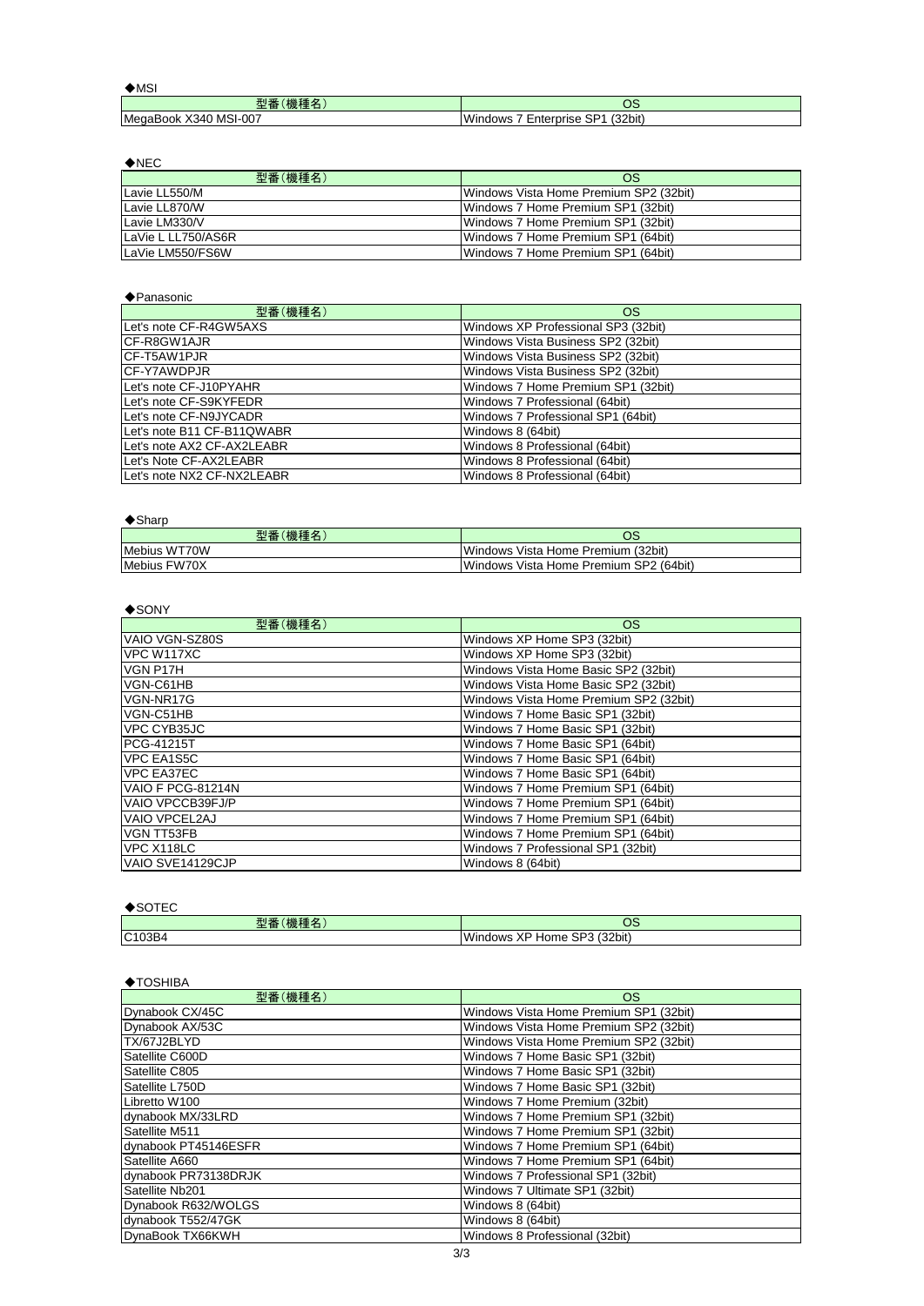◆MSI

| 型番（機種名） | OS |
| --- | --- |
| MegaBook X340 MSI-007 | Windows 7 Enterprise SP1 (32bit) |

◆NEC

| 型番（機種名） | OS |
| --- | --- |
| Lavie LL550/M | Windows Vista Home Premium SP2 (32bit) |
| Lavie LL870/W | Windows 7 Home Premium SP1 (32bit) |
| Lavie LM330/V | Windows 7 Home Premium SP1 (32bit) |
| LaVie L LL750/AS6R | Windows 7 Home Premium SP1 (64bit) |
| LaVie LM550/FS6W | Windows 7 Home Premium SP1 (64bit) |

◆Panasonic

| 型番（機種名） | OS |
| --- | --- |
| Let's note CF-R4GW5AXS | Windows XP Professional SP3 (32bit) |
| CF-R8GW1AJR | Windows Vista Business SP2 (32bit) |
| CF-T5AW1PJR | Windows Vista Business SP2 (32bit) |
| CF-Y7AWDPJR | Windows Vista Business SP2 (32bit) |
| Let's note CF-J10PYAHR | Windows 7 Home Premium SP1 (32bit) |
| Let's note CF-S9KYFEDR | Windows 7 Professional (64bit) |
| Let's note CF-N9JYCADR | Windows 7 Professional SP1 (64bit) |
| Let's note B11 CF-B11QWABR | Windows 8 (64bit) |
| Let's note AX2 CF-AX2LEABR | Windows 8 Professional (64bit) |
| Let's Note CF-AX2LEABR | Windows 8 Professional (64bit) |
| Let's note NX2 CF-NX2LEABR | Windows 8 Professional (64bit) |

◆Sharp

| 型番（機種名） | OS |
| --- | --- |
| Mebius WT70W | Windows Vista Home Premium (32bit) |
| Mebius FW70X | Windows Vista Home Premium SP2 (64bit) |

◆SONY

| 型番（機種名） | OS |
| --- | --- |
| VAIO VGN-SZ80S | Windows XP Home SP3 (32bit) |
| VPC W117XC | Windows XP Home SP3 (32bit) |
| VGN P17H | Windows Vista Home Basic SP2 (32bit) |
| VGN-C61HB | Windows Vista Home Basic SP2 (32bit) |
| VGN-NR17G | Windows Vista Home Premium SP2 (32bit) |
| VGN-C51HB | Windows 7 Home Basic SP1 (32bit) |
| VPC CYB35JC | Windows 7 Home Basic SP1 (32bit) |
| PCG-41215T | Windows 7 Home Basic SP1 (64bit) |
| VPC EA1S5C | Windows 7 Home Basic SP1 (64bit) |
| VPC EA37EC | Windows 7 Home Basic SP1 (64bit) |
| VAIO F PCG-81214N | Windows 7 Home Premium SP1 (64bit) |
| VAIO VPCCB39FJ/P | Windows 7 Home Premium SP1 (64bit) |
| VAIO VPCEL2AJ | Windows 7 Home Premium SP1 (64bit) |
| VGN TT53FB | Windows 7 Home Premium SP1 (64bit) |
| VPC X118LC | Windows 7 Professional SP1 (32bit) |
| VAIO SVE14129CJP | Windows 8 (64bit) |

◆SOTEC

| 型番（機種名） | OS |
| --- | --- |
| C103B4 | Windows XP Home SP3 (32bit) |

◆TOSHIBA

| 型番（機種名） | OS |
| --- | --- |
| Dynabook CX/45C | Windows Vista Home Premium SP1 (32bit) |
| Dynabook AX/53C | Windows Vista Home Premium SP2 (32bit) |
| TX/67J2BLYD | Windows Vista Home Premium SP2 (32bit) |
| Satellite C600D | Windows 7 Home Basic SP1 (32bit) |
| Satellite C805 | Windows 7 Home Basic SP1 (32bit) |
| Satellite L750D | Windows 7 Home Basic SP1 (32bit) |
| Libretto W100 | Windows 7 Home Premium (32bit) |
| dynabook MX/33LRD | Windows 7 Home Premium SP1 (32bit) |
| Satellite M511 | Windows 7 Home Premium SP1 (32bit) |
| dynabook PT45146ESFR | Windows 7 Home Premium SP1 (64bit) |
| Satellite A660 | Windows 7 Home Premium SP1 (64bit) |
| dynabook PR73138DRJK | Windows 7 Professional SP1 (32bit) |
| Satellite Nb201 | Windows 7 Ultimate SP1 (32bit) |
| Dynabook R632/WOLGS | Windows 8 (64bit) |
| dynabook T552/47GK | Windows 8 (64bit) |
| DynaBook TX66KWH | Windows 8 Professional (32bit) |